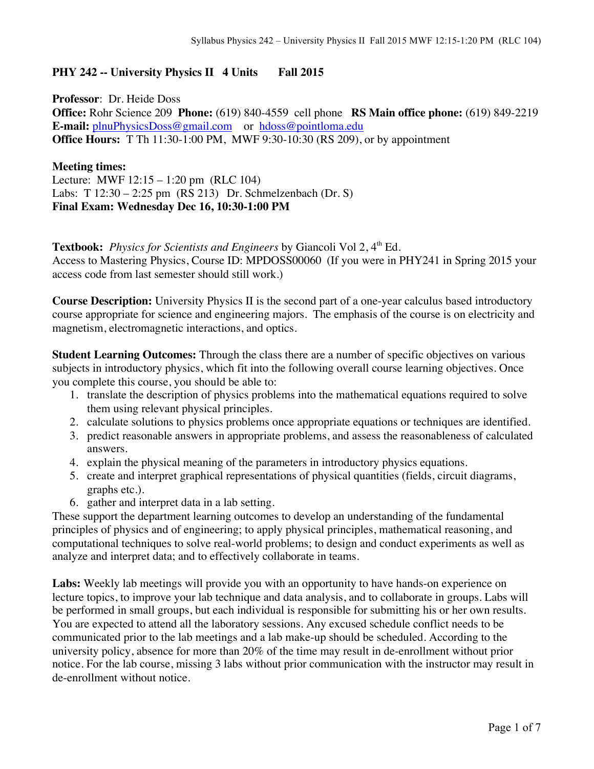**PHY 242 -- University Physics II 4 Units Fall 2015**

**Professor**: Dr. Heide Doss
**Office:** Rohr Science 209 **Phone:** (619) 840-4559 cell phone **RS Main office phone:** (619) 849-2219
**E-mail:** plnuPhysicsDoss@gmail.com or hdoss@pointloma.edu
**Office Hours:** T Th 11:30-1:00 PM, MWF 9:30-10:30 (RS 209), or by appointment

**Meeting times:**
Lecture: MWF 12:15 – 1:20 pm (RLC 104)
Labs: T 12:30 – 2:25 pm (RS 213) Dr. Schmelzenbach (Dr. S)
**Final Exam: Wednesday Dec 16, 10:30-1:00 PM**

**Textbook:** *Physics for Scientists and Engineers* by Giancoli Vol 2, 4th Ed.
Access to Mastering Physics, Course ID: MPDOSS00060 (If you were in PHY241 in Spring 2015 your access code from last semester should still work.)

**Course Description:** University Physics II is the second part of a one-year calculus based introductory course appropriate for science and engineering majors. The emphasis of the course is on electricity and magnetism, electromagnetic interactions, and optics.

**Student Learning Outcomes:** Through the class there are a number of specific objectives on various subjects in introductory physics, which fit into the following overall course learning objectives. Once you complete this course, you should be able to:

1. translate the description of physics problems into the mathematical equations required to solve them using relevant physical principles.
2. calculate solutions to physics problems once appropriate equations or techniques are identified.
3. predict reasonable answers in appropriate problems, and assess the reasonableness of calculated answers.
4. explain the physical meaning of the parameters in introductory physics equations.
5. create and interpret graphical representations of physical quantities (fields, circuit diagrams, graphs etc.).
6. gather and interpret data in a lab setting.

These support the department learning outcomes to develop an understanding of the fundamental principles of physics and of engineering; to apply physical principles, mathematical reasoning, and computational techniques to solve real-world problems; to design and conduct experiments as well as analyze and interpret data; and to effectively collaborate in teams.

**Labs:** Weekly lab meetings will provide you with an opportunity to have hands-on experience on lecture topics, to improve your lab technique and data analysis, and to collaborate in groups. Labs will be performed in small groups, but each individual is responsible for submitting his or her own results. You are expected to attend all the laboratory sessions. Any excused schedule conflict needs to be communicated prior to the lab meetings and a lab make-up should be scheduled. According to the university policy, absence for more than 20% of the time may result in de-enrollment without prior notice. For the lab course, missing 3 labs without prior communication with the instructor may result in de-enrollment without notice.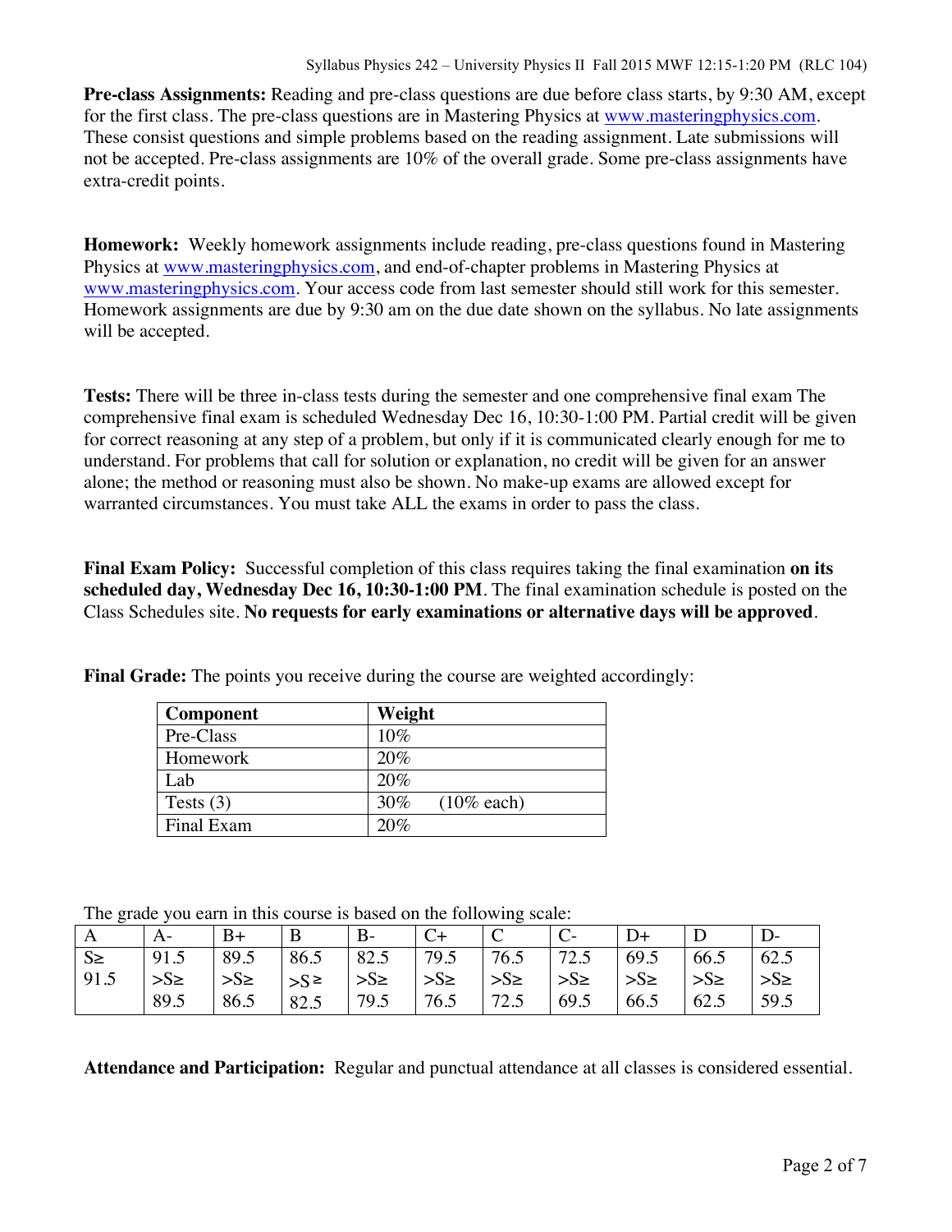**Pre-class Assignments:** Reading and pre-class questions are due before class starts, by 9:30 AM, except for the first class. The pre-class questions are in Mastering Physics at www.masteringphysics.com. These consist questions and simple problems based on the reading assignment. Late submissions will not be accepted. Pre-class assignments are 10% of the overall grade. Some pre-class assignments have extra-credit points.

**Homework:** Weekly homework assignments include reading, pre-class questions found in Mastering Physics at www.masteringphysics.com, and end-of-chapter problems in Mastering Physics at www.masteringphysics.com. Your access code from last semester should still work for this semester. Homework assignments are due by 9:30 am on the due date shown on the syllabus. No late assignments will be accepted.

**Tests:** There will be three in-class tests during the semester and one comprehensive final exam The comprehensive final exam is scheduled Wednesday Dec 16, 10:30-1:00 PM. Partial credit will be given for correct reasoning at any step of a problem, but only if it is communicated clearly enough for me to understand. For problems that call for solution or explanation, no credit will be given for an answer alone; the method or reasoning must also be shown. No make-up exams are allowed except for warranted circumstances. You must take ALL the exams in order to pass the class.

**Final Exam Policy:** Successful completion of this class requires taking the final examination **on its scheduled day, Wednesday Dec 16, 10:30-1:00 PM**. The final examination schedule is posted on the Class Schedules site. **No requests for early examinations or alternative days will be approved**.

**Final Grade:** The points you receive during the course are weighted accordingly:

| Component | Weight |
|---|---|
| Pre-Class | 10% |
| Homework | 20% |
| Lab | 20% |
| Tests (3) | 30% (10% each) |
| Final Exam | 20% |

The grade you earn in this course is based on the following scale:

| A | A- | B+ | B | B- | C+ | C | C- | D+ | D | D- |
|---|---|---|---|---|---|---|---|---|---|---|
| S≥ 91.5 | 91.5 >S≥ 89.5 | 89.5 >S≥ 86.5 | 86.5 >S≥ 82.5 | 82.5 >S≥ 79.5 | 79.5 >S≥ 76.5 | 76.5 >S≥ 72.5 | 72.5 >S≥ 69.5 | 69.5 >S≥ 66.5 | 66.5 >S≥ 62.5 | 62.5 >S≥ 59.5 |

**Attendance and Participation:** Regular and punctual attendance at all classes is considered essential.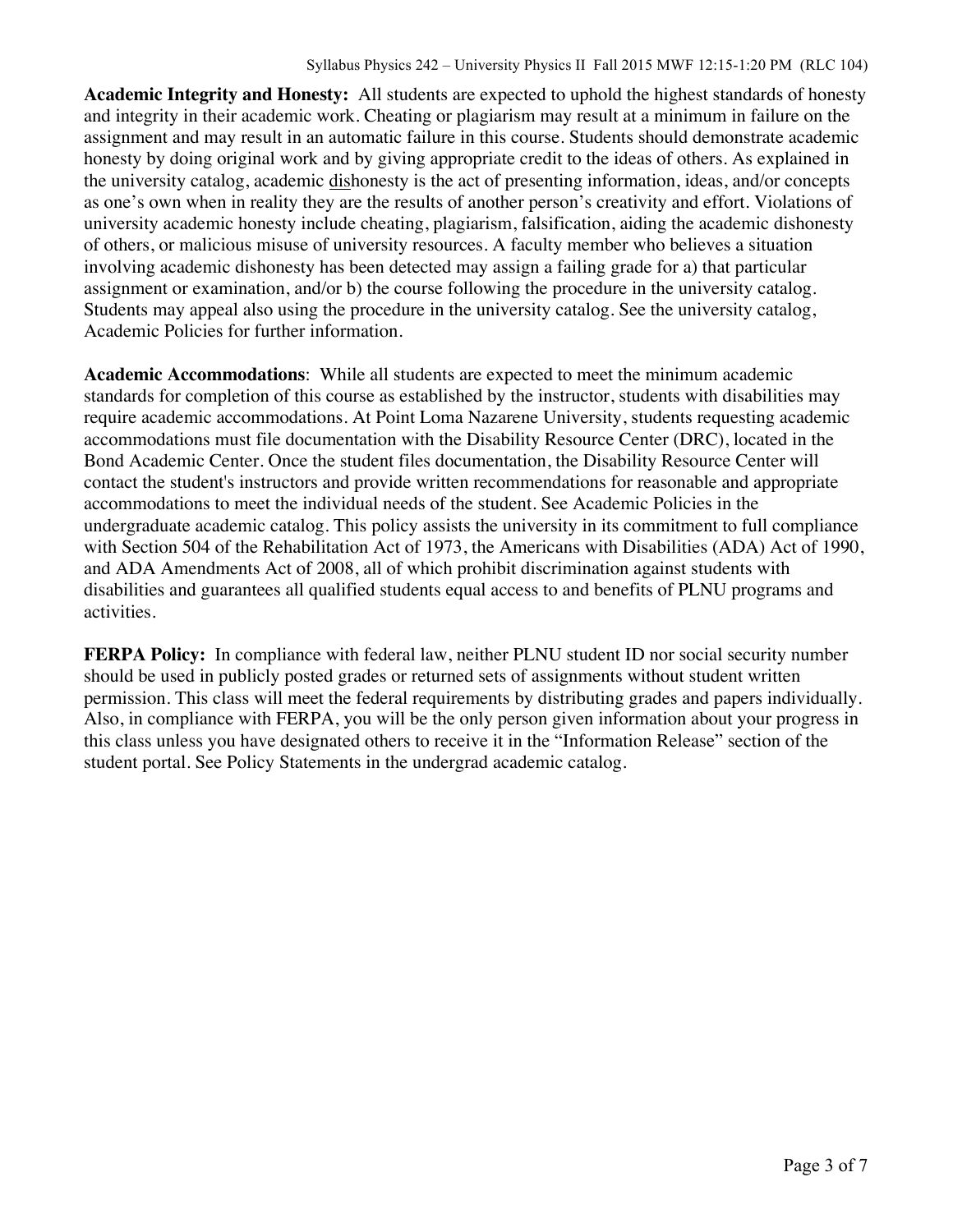**Academic Integrity and Honesty:** All students are expected to uphold the highest standards of honesty and integrity in their academic work. Cheating or plagiarism may result at a minimum in failure on the assignment and may result in an automatic failure in this course. Students should demonstrate academic honesty by doing original work and by giving appropriate credit to the ideas of others. As explained in the university catalog, academic <u>dis</u>honesty is the act of presenting information, ideas, and/or concepts as one's own when in reality they are the results of another person's creativity and effort. Violations of university academic honesty include cheating, plagiarism, falsification, aiding the academic dishonesty of others, or malicious misuse of university resources. A faculty member who believes a situation involving academic dishonesty has been detected may assign a failing grade for a) that particular assignment or examination, and/or b) the course following the procedure in the university catalog. Students may appeal also using the procedure in the university catalog. See the university catalog, Academic Policies for further information.

**Academic Accommodations**: While all students are expected to meet the minimum academic standards for completion of this course as established by the instructor, students with disabilities may require academic accommodations. At Point Loma Nazarene University, students requesting academic accommodations must file documentation with the Disability Resource Center (DRC), located in the Bond Academic Center. Once the student files documentation, the Disability Resource Center will contact the student's instructors and provide written recommendations for reasonable and appropriate accommodations to meet the individual needs of the student. See Academic Policies in the undergraduate academic catalog. This policy assists the university in its commitment to full compliance with Section 504 of the Rehabilitation Act of 1973, the Americans with Disabilities (ADA) Act of 1990, and ADA Amendments Act of 2008, all of which prohibit discrimination against students with disabilities and guarantees all qualified students equal access to and benefits of PLNU programs and activities.

**FERPA Policy:** In compliance with federal law, neither PLNU student ID nor social security number should be used in publicly posted grades or returned sets of assignments without student written permission. This class will meet the federal requirements by distributing grades and papers individually. Also, in compliance with FERPA, you will be the only person given information about your progress in this class unless you have designated others to receive it in the "Information Release" section of the student portal. See Policy Statements in the undergrad academic catalog.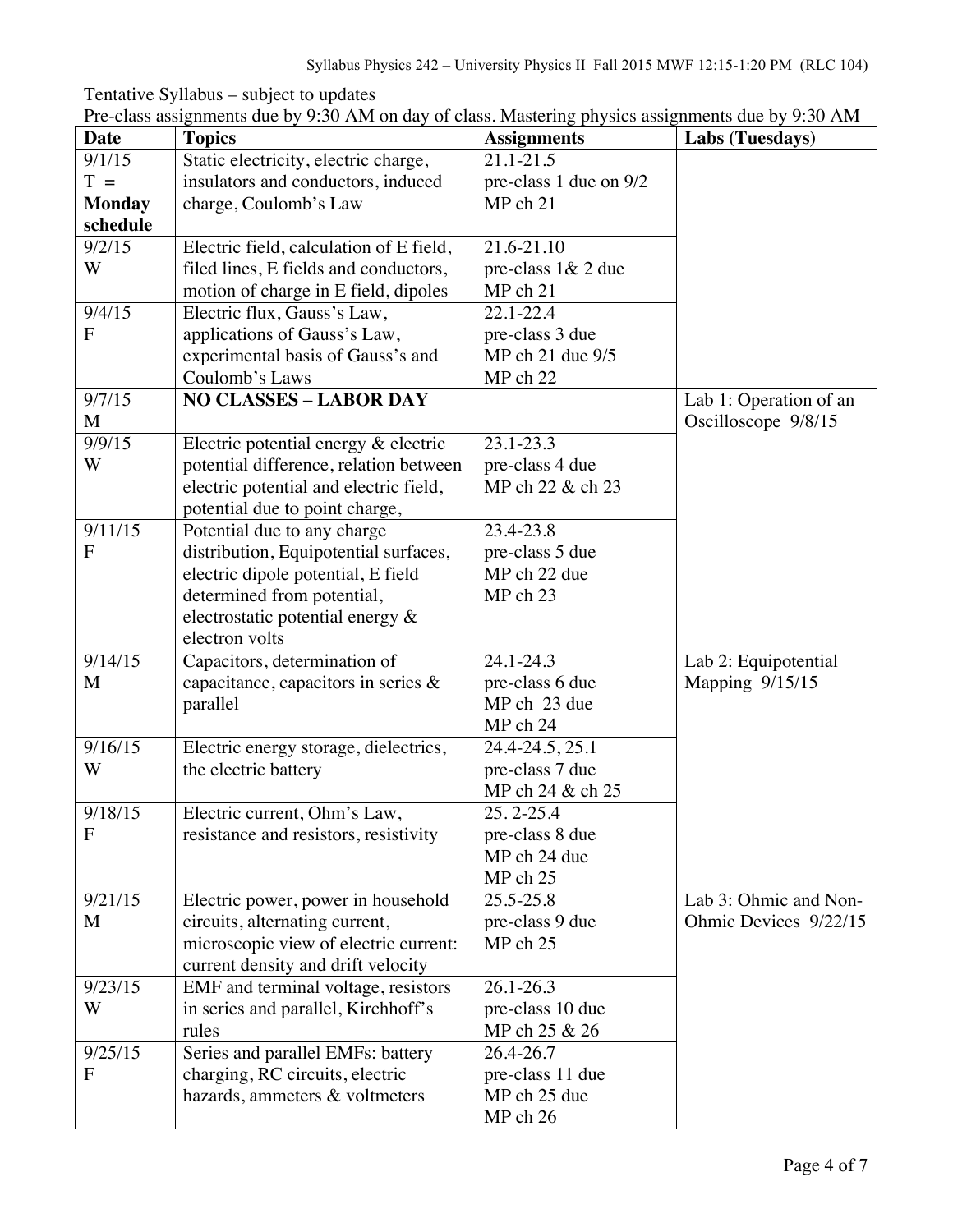Tentative Syllabus – subject to updates

Pre-class assignments due by 9:30 AM on day of class. Mastering physics assignments due by 9:30 AM

| Date | Topics | Assignments | Labs (Tuesdays) |
| --- | --- | --- | --- |
| 9/1/15 T = **Monday schedule** | Static electricity, electric charge, insulators and conductors, induced charge, Coulomb's Law | 21.1-21.5 pre-class 1 due on 9/2 MP ch 21 | |
| 9/2/15 W | Electric field, calculation of E field, filed lines, E fields and conductors, motion of charge in E field, dipoles | 21.6-21.10 pre-class 1& 2 due MP ch 21 | |
| 9/4/15 F | Electric flux, Gauss's Law, applications of Gauss's Law, experimental basis of Gauss's and Coulomb's Laws | 22.1-22.4 pre-class 3 due MP ch 21 due 9/5 MP ch 22 | |
| 9/7/15 M | **NO CLASSES – LABOR DAY** | | Lab 1: Operation of an Oscilloscope 9/8/15 |
| 9/9/15 W | Electric potential energy & electric potential difference, relation between electric potential and electric field, potential due to point charge, | 23.1-23.3 pre-class 4 due MP ch 22 & ch 23 | |
| 9/11/15 F | Potential due to any charge distribution, Equipotential surfaces, electric dipole potential, E field determined from potential, electrostatic potential energy & electron volts | 23.4-23.8 pre-class 5 due MP ch 22 due MP ch 23 | |
| 9/14/15 M | Capacitors, determination of capacitance, capacitors in series & parallel | 24.1-24.3 pre-class 6 due MP ch 23 due MP ch 24 | Lab 2: Equipotential Mapping 9/15/15 |
| 9/16/15 W | Electric energy storage, dielectrics, the electric battery | 24.4-24.5, 25.1 pre-class 7 due MP ch 24 & ch 25 | |
| 9/18/15 F | Electric current, Ohm's Law, resistance and resistors, resistivity | 25. 2-25.4 pre-class 8 due MP ch 24 due MP ch 25 | |
| 9/21/15 M | Electric power, power in household circuits, alternating current, microscopic view of electric current: current density and drift velocity | 25.5-25.8 pre-class 9 due MP ch 25 | Lab 3: Ohmic and Non-Ohmic Devices 9/22/15 |
| 9/23/15 W | EMF and terminal voltage, resistors in series and parallel, Kirchhoff's rules | 26.1-26.3 pre-class 10 due MP ch 25 & 26 | |
| 9/25/15 F | Series and parallel EMFs: battery charging, RC circuits, electric hazards, ammeters & voltmeters | 26.4-26.7 pre-class 11 due MP ch 25 due MP ch 26 | |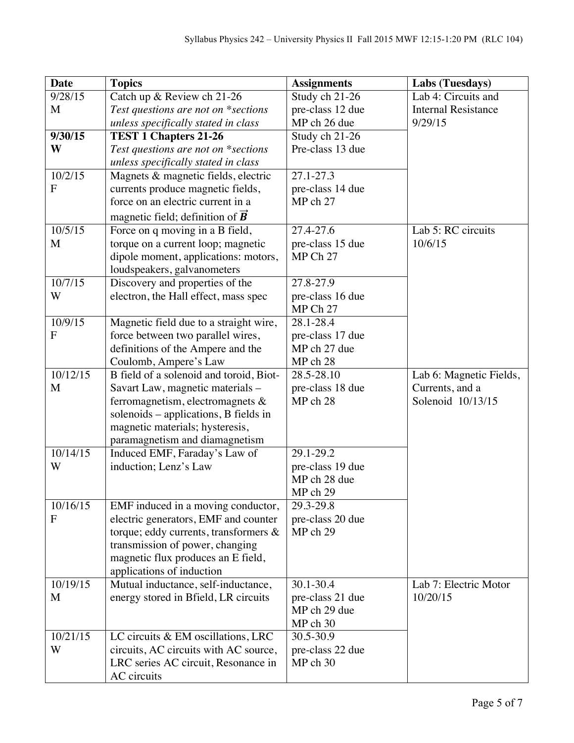| Date | Topics | Assignments | Labs (Tuesdays) |
|---|---|---|---|
| 9/28/15 M | Catch up & Review ch 21-26 *Test questions are not on *sections unless specifically stated in class* | Study ch 21-26 pre-class 12 due MP ch 26 due | Lab 4: Circuits and Internal Resistance 9/29/15 |
| **9/30/15 W** | **TEST 1 Chapters 21-26** *Test questions are not on *sections unless specifically stated in class* | Study ch 21-26 Pre-class 13 due | |
| 10/2/15 F | Magnets & magnetic fields, electric currents produce magnetic fields, force on an electric current in a magnetic field; definition of $\vec{B}$ | 27.1-27.3 pre-class 14 due MP ch 27 | |
| 10/5/15 M | Force on q moving in a B field, torque on a current loop; magnetic dipole moment, applications: motors, loudspeakers, galvanometers | 27.4-27.6 pre-class 15 due MP Ch 27 | Lab 5: RC circuits 10/6/15 |
| 10/7/15 W | Discovery and properties of the electron, the Hall effect, mass spec | 27.8-27.9 pre-class 16 due MP Ch 27 | |
| 10/9/15 F | Magnetic field due to a straight wire, force between two parallel wires, definitions of the Ampere and the Coulomb, Ampere's Law | 28.1-28.4 pre-class 17 due MP ch 27 due MP ch 28 | |
| 10/12/15 M | B field of a solenoid and toroid, Biot-Savart Law, magnetic materials – ferromagnetism, electromagnets & solenoids – applications, B fields in magnetic materials; hysteresis, paramagnetism and diamagnetism | 28.5-28.10 pre-class 18 due MP ch 28 | Lab 6: Magnetic Fields, Currents, and a Solenoid 10/13/15 |
| 10/14/15 W | Induced EMF, Faraday's Law of induction; Lenz's Law | 29.1-29.2 pre-class 19 due MP ch 28 due MP ch 29 | |
| 10/16/15 F | EMF induced in a moving conductor, electric generators, EMF and counter torque; eddy currents, transformers & transmission of power, changing magnetic flux produces an E field, applications of induction | 29.3-29.8 pre-class 20 due MP ch 29 | |
| 10/19/15 M | Mutual inductance, self-inductance, energy stored in Bfield, LR circuits | 30.1-30.4 pre-class 21 due MP ch 29 due MP ch 30 | Lab 7: Electric Motor 10/20/15 |
| 10/21/15 W | LC circuits & EM oscillations, LRC circuits, AC circuits with AC source, LRC series AC circuit, Resonance in AC circuits | 30.5-30.9 pre-class 22 due MP ch 30 | |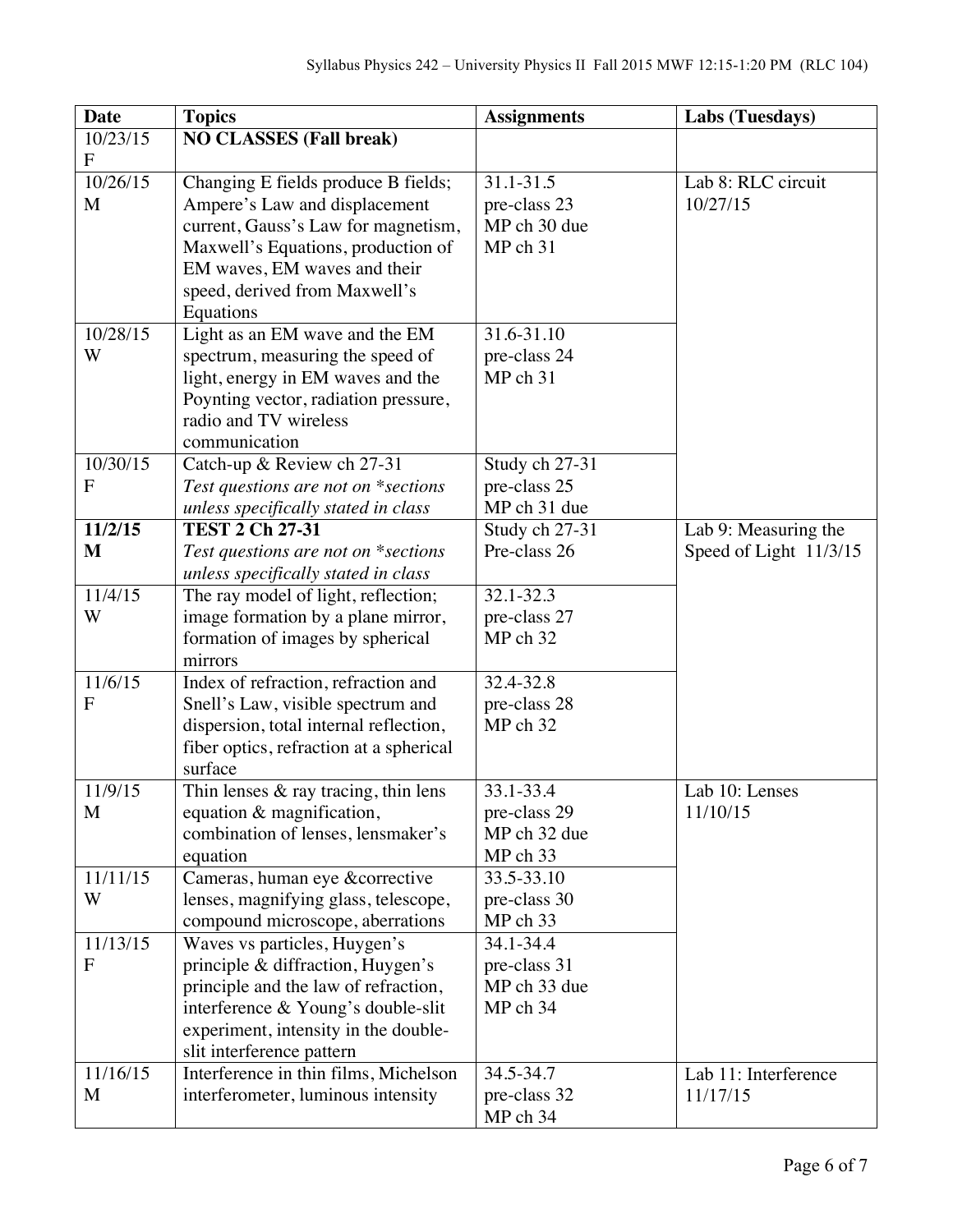| Date | Topics | Assignments | Labs (Tuesdays) |
|---|---|---|---|
| 10/23/15 F | **NO CLASSES (Fall break)** | | |
| 10/26/15 M | Changing E fields produce B fields; Ampere's Law and displacement current, Gauss's Law for magnetism, Maxwell's Equations, production of EM waves, EM waves and their speed, derived from Maxwell's Equations | 31.1-31.5<br>pre-class 23<br>MP ch 30 due<br>MP ch 31 | Lab 8: RLC circuit 10/27/15 |
| 10/28/15 W | Light as an EM wave and the EM spectrum, measuring the speed of light, energy in EM waves and the Poynting vector, radiation pressure, radio and TV wireless communication | 31.6-31.10<br>pre-class 24<br>MP ch 31 | |
| 10/30/15 F | Catch-up & Review ch 27-31<br>*Test questions are not on \*sections unless specifically stated in class* | Study ch 27-31<br>pre-class 25<br>MP ch 31 due | |
| **11/2/15 M** | **TEST 2 Ch 27-31**<br>*Test questions are not on \*sections unless specifically stated in class* | Study ch 27-31<br>Pre-class 26 | Lab 9: Measuring the Speed of Light 11/3/15 |
| 11/4/15 W | The ray model of light, reflection; image formation by a plane mirror, formation of images by spherical mirrors | 32.1-32.3<br>pre-class 27<br>MP ch 32 | |
| 11/6/15 F | Index of refraction, refraction and Snell's Law, visible spectrum and dispersion, total internal reflection, fiber optics, refraction at a spherical surface | 32.4-32.8<br>pre-class 28<br>MP ch 32 | |
| 11/9/15 M | Thin lenses & ray tracing, thin lens equation & magnification, combination of lenses, lensmaker's equation | 33.1-33.4<br>pre-class 29<br>MP ch 32 due<br>MP ch 33 | Lab 10: Lenses 11/10/15 |
| 11/11/15 W | Cameras, human eye &corrective lenses, magnifying glass, telescope, compound microscope, aberrations | 33.5-33.10<br>pre-class 30<br>MP ch 33 | |
| 11/13/15 F | Waves vs particles, Huygen's principle & diffraction, Huygen's principle and the law of refraction, interference & Young's double-slit experiment, intensity in the double-slit interference pattern | 34.1-34.4<br>pre-class 31<br>MP ch 33 due<br>MP ch 34 | |
| 11/16/15 M | Interference in thin films, Michelson interferometer, luminous intensity | 34.5-34.7<br>pre-class 32<br>MP ch 34 | Lab 11: Interference 11/17/15 |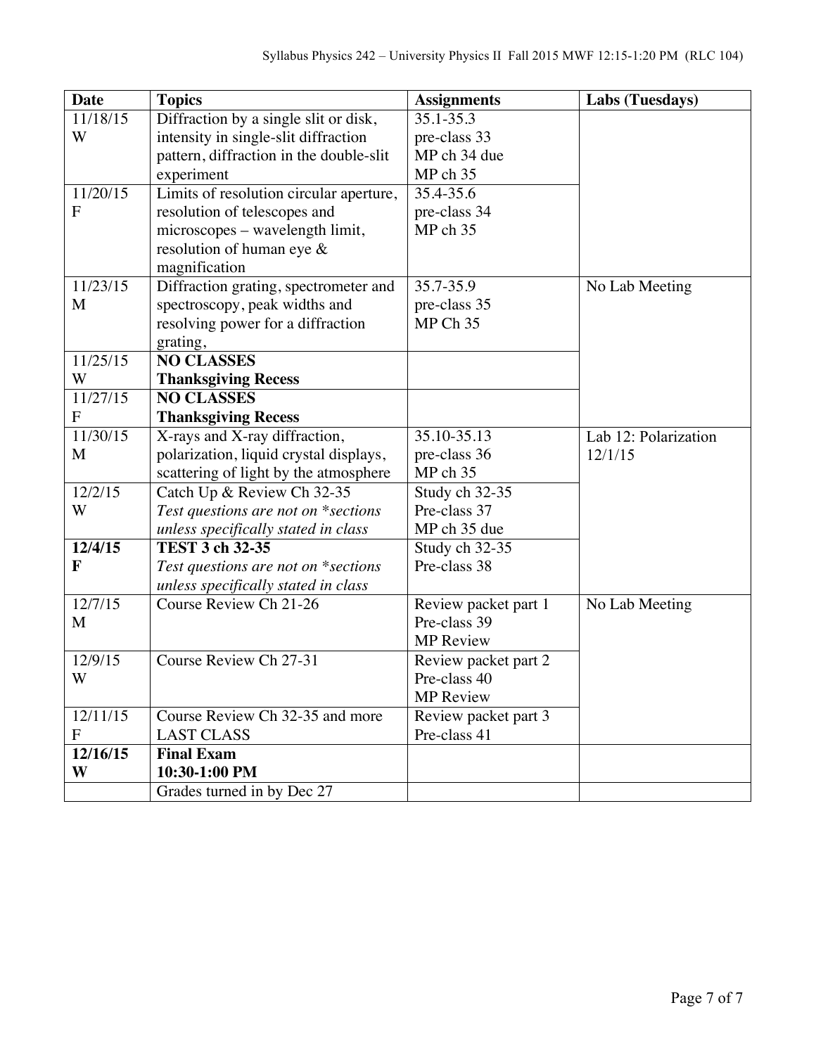| Date | Topics | Assignments | Labs (Tuesdays) |
|---|---|---|---|
| 11/18/15 W | Diffraction by a single slit or disk, intensity in single-slit diffraction pattern, diffraction in the double-slit experiment | 35.1-35.3<br>pre-class 33<br>MP ch 34 due<br>MP ch 35 | |
| 11/20/15 F | Limits of resolution circular aperture, resolution of telescopes and microscopes – wavelength limit, resolution of human eye & magnification | 35.4-35.6<br>pre-class 34<br>MP ch 35 | |
| 11/23/15 M | Diffraction grating, spectrometer and spectroscopy, peak widths and resolving power for a diffraction grating, | 35.7-35.9<br>pre-class 35<br>MP Ch 35 | No Lab Meeting |
| 11/25/15 W | **NO CLASSES**<br>**Thanksgiving Recess** | | |
| 11/27/15 F | **NO CLASSES**<br>**Thanksgiving Recess** | | |
| 11/30/15 M | X-rays and X-ray diffraction, polarization, liquid crystal displays, scattering of light by the atmosphere | 35.10-35.13<br>pre-class 36<br>MP ch 35 | Lab 12: Polarization 12/1/15 |
| 12/2/15 W | Catch Up & Review Ch 32-35<br>*Test questions are not on \*sections unless specifically stated in class* | Study ch 32-35<br>Pre-class 37<br>MP ch 35 due | |
| **12/4/15 F** | **TEST 3 ch 32-35**<br>*Test questions are not on \*sections unless specifically stated in class* | Study ch 32-35<br>Pre-class 38 | |
| 12/7/15 M | Course Review Ch 21-26 | Review packet part 1<br>Pre-class 39<br>MP Review | No Lab Meeting |
| 12/9/15 W | Course Review Ch 27-31 | Review packet part 2<br>Pre-class 40<br>MP Review | |
| 12/11/15 F | Course Review Ch 32-35 and more<br>LAST CLASS | Review packet part 3<br>Pre-class 41 | |
| **12/16/15 W** | **Final Exam**<br>**10:30-1:00 PM** | | |
| | Grades turned in by Dec 27 | | |